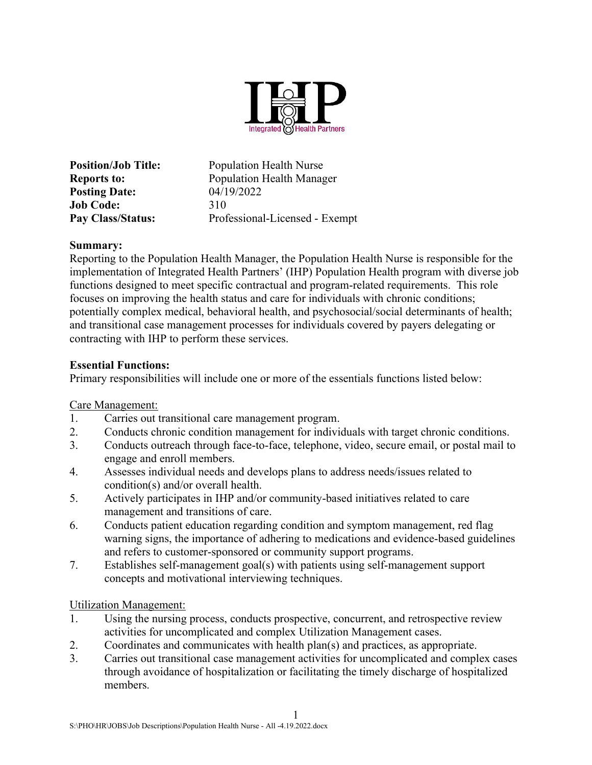**Position/Job Title:** Population Health Nurse
**Reports to:** Population Health Manager
**Posting Date:** 04/19/2022
**Job Code:** 310
**Pay Class/Status:** Professional-Licensed - Exempt

**Summary:**
Reporting to the Population Health Manager, the Population Health Nurse is responsible for the implementation of Integrated Health Partners' (IHP) Population Health program with diverse job functions designed to meet specific contractual and program-related requirements. This role focuses on improving the health status and care for individuals with chronic conditions; potentially complex medical, behavioral health, and psychosocial/social determinants of health; and transitional case management processes for individuals covered by payers delegating or contracting with IHP to perform these services.

**Essential Functions:**
Primary responsibilities will include one or more of the essentials functions listed below:

Care Management:

1. Carries out transitional care management program.
2. Conducts chronic condition management for individuals with target chronic conditions.
3. Conducts outreach through face-to-face, telephone, video, secure email, or postal mail to engage and enroll members.
4. Assesses individual needs and develops plans to address needs/issues related to condition(s) and/or overall health.
5. Actively participates in IHP and/or community-based initiatives related to care management and transitions of care.
6. Conducts patient education regarding condition and symptom management, red flag warning signs, the importance of adhering to medications and evidence-based guidelines and refers to customer-sponsored or community support programs.
7. Establishes self-management goal(s) with patients using self-management support concepts and motivational interviewing techniques.

Utilization Management:

1. Using the nursing process, conducts prospective, concurrent, and retrospective review activities for uncomplicated and complex Utilization Management cases.
2. Coordinates and communicates with health plan(s) and practices, as appropriate.
3. Carries out transitional case management activities for uncomplicated and complex cases through avoidance of hospitalization or facilitating the timely discharge of hospitalized members.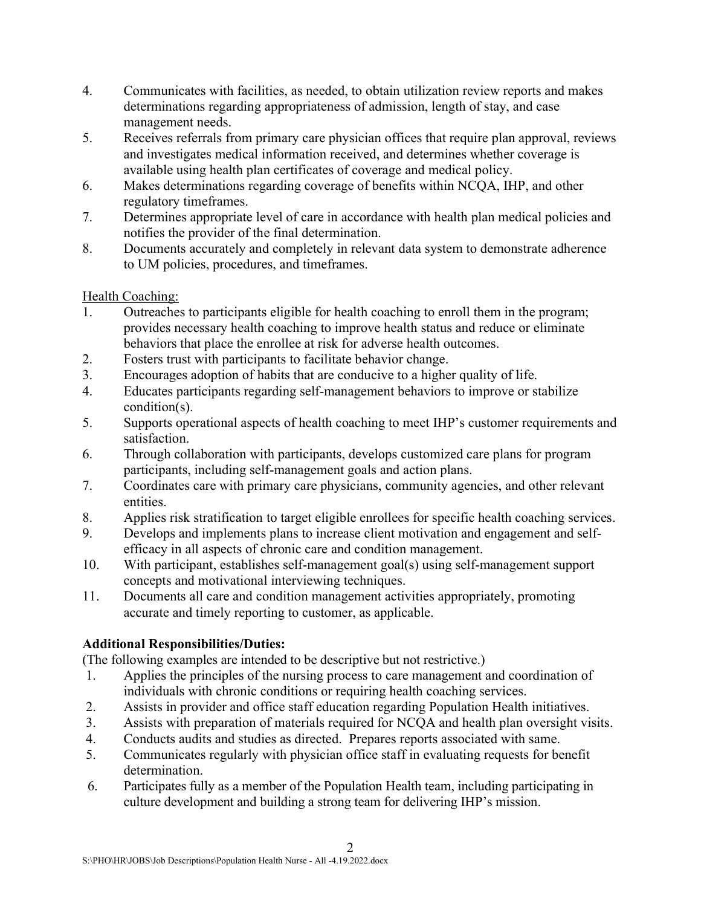4. Communicates with facilities, as needed, to obtain utilization review reports and makes determinations regarding appropriateness of admission, length of stay, and case management needs.
5. Receives referrals from primary care physician offices that require plan approval, reviews and investigates medical information received, and determines whether coverage is available using health plan certificates of coverage and medical policy.
6. Makes determinations regarding coverage of benefits within NCQA, IHP, and other regulatory timeframes.
7. Determines appropriate level of care in accordance with health plan medical policies and notifies the provider of the final determination.
8. Documents accurately and completely in relevant data system to demonstrate adherence to UM policies, procedures, and timeframes.

Health Coaching:

1. Outreaches to participants eligible for health coaching to enroll them in the program; provides necessary health coaching to improve health status and reduce or eliminate behaviors that place the enrollee at risk for adverse health outcomes.
2. Fosters trust with participants to facilitate behavior change.
3. Encourages adoption of habits that are conducive to a higher quality of life.
4. Educates participants regarding self-management behaviors to improve or stabilize condition(s).
5. Supports operational aspects of health coaching to meet IHP's customer requirements and satisfaction.
6. Through collaboration with participants, develops customized care plans for program participants, including self-management goals and action plans.
7. Coordinates care with primary care physicians, community agencies, and other relevant entities.
8. Applies risk stratification to target eligible enrollees for specific health coaching services.
9. Develops and implements plans to increase client motivation and engagement and self-efficacy in all aspects of chronic care and condition management.
10. With participant, establishes self-management goal(s) using self-management support concepts and motivational interviewing techniques.
11. Documents all care and condition management activities appropriately, promoting accurate and timely reporting to customer, as applicable.

**Additional Responsibilities/Duties:**

(The following examples are intended to be descriptive but not restrictive.)

1. Applies the principles of the nursing process to care management and coordination of individuals with chronic conditions or requiring health coaching services.
2. Assists in provider and office staff education regarding Population Health initiatives.
3. Assists with preparation of materials required for NCQA and health plan oversight visits.
4. Conducts audits and studies as directed. Prepares reports associated with same.
5. Communicates regularly with physician office staff in evaluating requests for benefit determination.
6. Participates fully as a member of the Population Health team, including participating in culture development and building a strong team for delivering IHP's mission.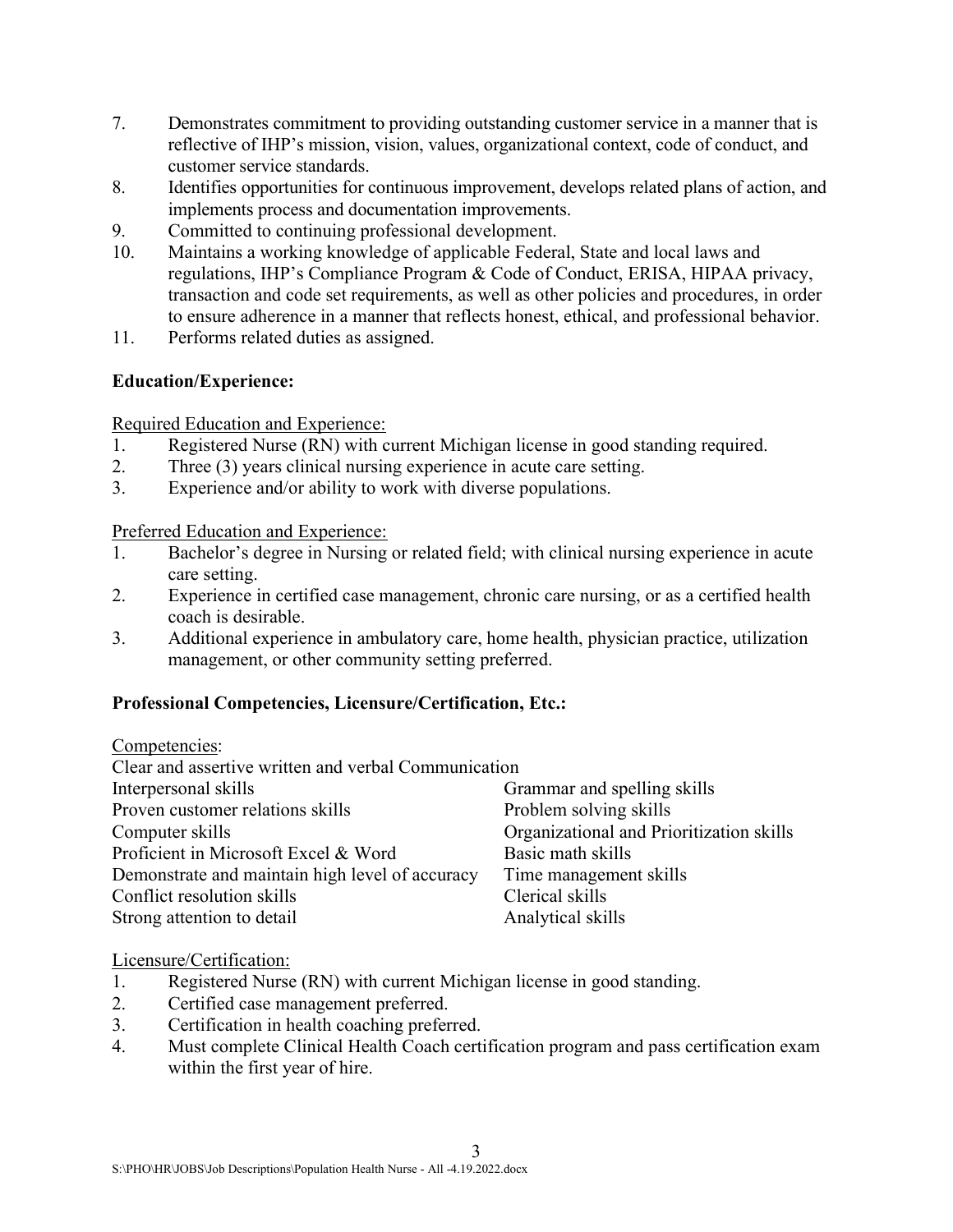7. Demonstrates commitment to providing outstanding customer service in a manner that is reflective of IHP's mission, vision, values, organizational context, code of conduct, and customer service standards.
8. Identifies opportunities for continuous improvement, develops related plans of action, and implements process and documentation improvements.
9. Committed to continuing professional development.
10. Maintains a working knowledge of applicable Federal, State and local laws and regulations, IHP's Compliance Program & Code of Conduct, ERISA, HIPAA privacy, transaction and code set requirements, as well as other policies and procedures, in order to ensure adherence in a manner that reflects honest, ethical, and professional behavior.
11. Performs related duties as assigned.

**Education/Experience:**

Required Education and Experience:

1. Registered Nurse (RN) with current Michigan license in good standing required.
2. Three (3) years clinical nursing experience in acute care setting.
3. Experience and/or ability to work with diverse populations.

Preferred Education and Experience:

1. Bachelor's degree in Nursing or related field; with clinical nursing experience in acute care setting.
2. Experience in certified case management, chronic care nursing, or as a certified health coach is desirable.
3. Additional experience in ambulatory care, home health, physician practice, utilization management, or other community setting preferred.

**Professional Competencies, Licensure/Certification, Etc.:**

Competencies:

Clear and assertive written and verbal Communication

- Interpersonal skills
- Proven customer relations skills
- Computer skills
- Proficient in Microsoft Excel & Word
- Demonstrate and maintain high level of accuracy
- Conflict resolution skills
- Strong attention to detail
- Grammar and spelling skills
- Problem solving skills
- Organizational and Prioritization skills
- Basic math skills
- Time management skills
- Clerical skills
- Analytical skills

Licensure/Certification:

1. Registered Nurse (RN) with current Michigan license in good standing.
2. Certified case management preferred.
3. Certification in health coaching preferred.
4. Must complete Clinical Health Coach certification program and pass certification exam within the first year of hire.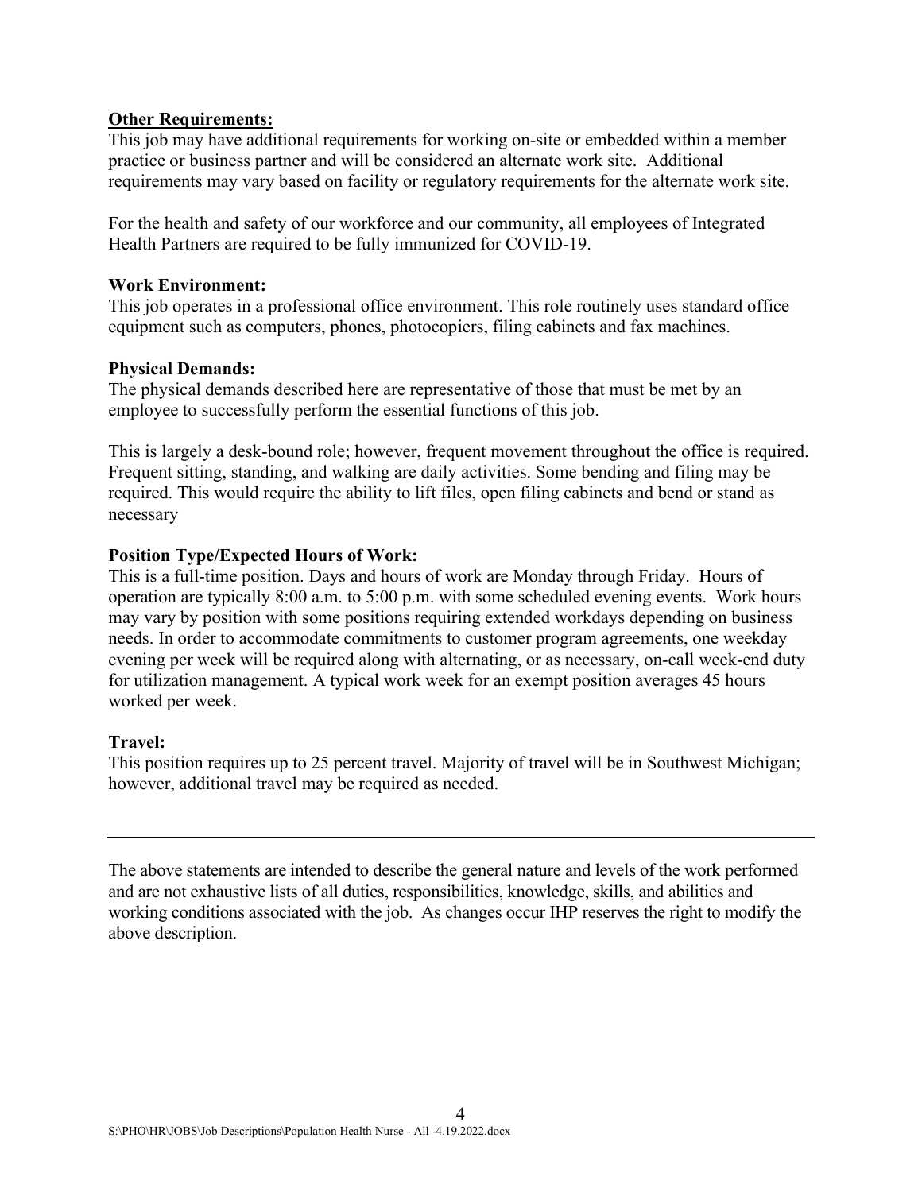**Other Requirements:**

This job may have additional requirements for working on-site or embedded within a member practice or business partner and will be considered an alternate work site. Additional requirements may vary based on facility or regulatory requirements for the alternate work site.

For the health and safety of our workforce and our community, all employees of Integrated Health Partners are required to be fully immunized for COVID-19.

**Work Environment:**

This job operates in a professional office environment. This role routinely uses standard office equipment such as computers, phones, photocopiers, filing cabinets and fax machines.

**Physical Demands:**

The physical demands described here are representative of those that must be met by an employee to successfully perform the essential functions of this job.

This is largely a desk-bound role; however, frequent movement throughout the office is required. Frequent sitting, standing, and walking are daily activities. Some bending and filing may be required. This would require the ability to lift files, open filing cabinets and bend or stand as necessary

**Position Type/Expected Hours of Work:**

This is a full-time position. Days and hours of work are Monday through Friday. Hours of operation are typically 8:00 a.m. to 5:00 p.m. with some scheduled evening events. Work hours may vary by position with some positions requiring extended workdays depending on business needs. In order to accommodate commitments to customer program agreements, one weekday evening per week will be required along with alternating, or as necessary, on-call week-end duty for utilization management. A typical work week for an exempt position averages 45 hours worked per week.

**Travel:**

This position requires up to 25 percent travel. Majority of travel will be in Southwest Michigan; however, additional travel may be required as needed.

---

The above statements are intended to describe the general nature and levels of the work performed and are not exhaustive lists of all duties, responsibilities, knowledge, skills, and abilities and working conditions associated with the job. As changes occur IHP reserves the right to modify the above description.

S:\PHO\HR\JOBS\Job Descriptions\Population Health Nurse - All -4.19.2022.docx